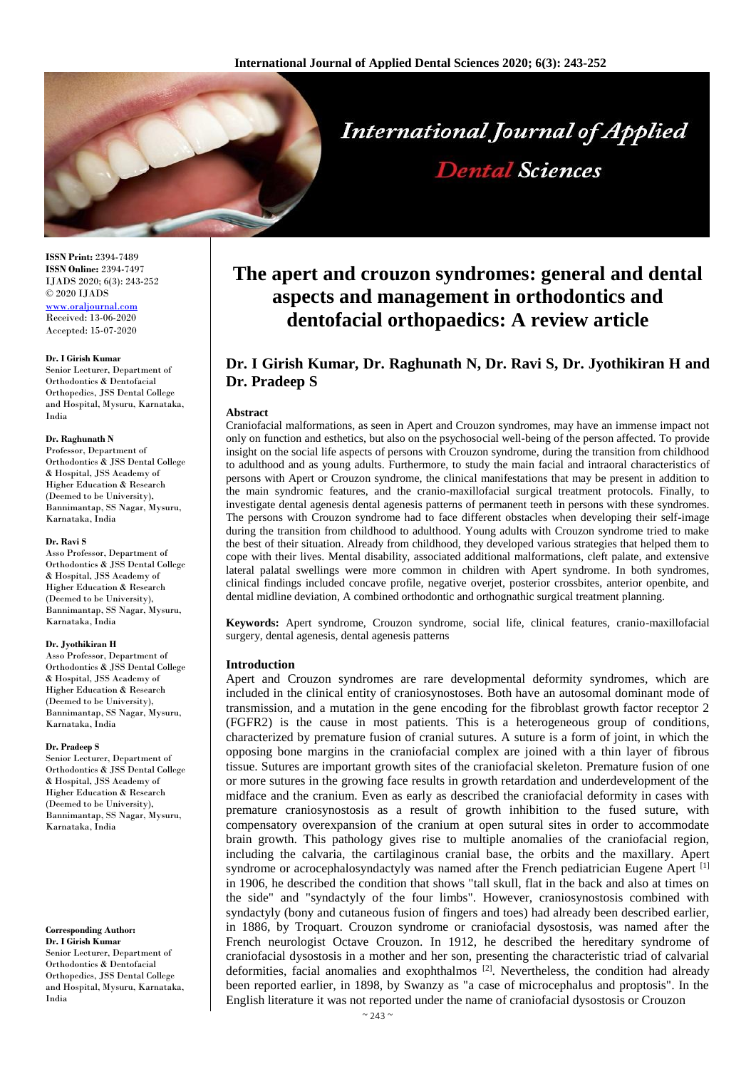# The apert and crouzon syndromes: general and dental aspects and management in orthodontics and dentofacial orthopaedics: A review article

## Dr. I Girish Kumar, Dr. Raghunath N, Dr. Ravi S, Dr. Jyothikiran H and Dr. Pradeep S

**ISSN Print:** 2394-7489
**ISSN Online:** 2394-7497
IJADS 2020; 6(3): 243-252
© 2020 IJADS
www.oraljournal.com
Received: 13-06-2020
Accepted: 15-07-2020

**Dr. I Girish Kumar**
Senior Lecturer, Department of Orthodontics & Dentofacial Orthopedics, JSS Dental College and Hospital, Mysuru, Karnataka, India

**Dr. Raghunath N**
Professor, Department of Orthodontics & JSS Dental College & Hospital, JSS Academy of Higher Education & Research (Deemed to be University), Bannimantap, SS Nagar, Mysuru, Karnataka, India

**Dr. Ravi S**
Asso Professor, Department of Orthodontics & JSS Dental College & Hospital, JSS Academy of Higher Education & Research (Deemed to be University), Bannimantap, SS Nagar, Mysuru, Karnataka, India

**Dr. Jyothikiran H**
Asso Professor, Department of Orthodontics & JSS Dental College & Hospital, JSS Academy of Higher Education & Research (Deemed to be University), Bannimantap, SS Nagar, Mysuru, Karnataka, India

**Dr. Pradeep S**
Senior Lecturer, Department of Orthodontics & JSS Dental College & Hospital, JSS Academy of Higher Education & Research (Deemed to be University), Bannimantap, SS Nagar, Mysuru, Karnataka, India

**Corresponding Author:**
**Dr. I Girish Kumar**
Senior Lecturer, Department of Orthodontics & Dentofacial Orthopedics, JSS Dental College and Hospital, Mysuru, Karnataka, India

### Abstract

Craniofacial malformations, as seen in Apert and Crouzon syndromes, may have an immense impact not only on function and esthetics, but also on the psychosocial well-being of the person affected. To provide insight on the social life aspects of persons with Crouzon syndrome, during the transition from childhood to adulthood and as young adults. Furthermore, to study the main facial and intraoral characteristics of persons with Apert or Crouzon syndrome, the clinical manifestations that may be present in addition to the main syndromic features, and the cranio-maxillofacial surgical treatment protocols. Finally, to investigate dental agenesis dental agenesis patterns of permanent teeth in persons with these syndromes. The persons with Crouzon syndrome had to face different obstacles when developing their self-image during the transition from childhood to adulthood. Young adults with Crouzon syndrome tried to make the best of their situation. Already from childhood, they developed various strategies that helped them to cope with their lives. Mental disability, associated additional malformations, cleft palate, and extensive lateral palatal swellings were more common in children with Apert syndrome. In both syndromes, clinical findings included concave profile, negative overjet, posterior crossbites, anterior openbite, and dental midline deviation, A combined orthodontic and orthognathic surgical treatment planning.

**Keywords:** Apert syndrome, Crouzon syndrome, social life, clinical features, cranio-maxillofacial surgery, dental agenesis, dental agenesis patterns

### Introduction

Apert and Crouzon syndromes are rare developmental deformity syndromes, which are included in the clinical entity of craniosynostoses. Both have an autosomal dominant mode of transmission, and a mutation in the gene encoding for the fibroblast growth factor receptor 2 (FGFR2) is the cause in most patients. This is a heterogeneous group of conditions, characterized by premature fusion of cranial sutures. A suture is a form of joint, in which the opposing bone margins in the craniofacial complex are joined with a thin layer of fibrous tissue. Sutures are important growth sites of the craniofacial skeleton. Premature fusion of one or more sutures in the growing face results in growth retardation and underdevelopment of the midface and the cranium. Even as early as described the craniofacial deformity in cases with premature craniosynostosis as a result of growth inhibition to the fused suture, with compensatory overexpansion of the cranium at open sutural sites in order to accommodate brain growth. This pathology gives rise to multiple anomalies of the craniofacial region, including the calvaria, the cartilaginous cranial base, the orbits and the maxillary. Apert syndrome or acrocephalosyndactyly was named after the French pediatrician Eugene Apert [1] in 1906, he described the condition that shows "tall skull, flat in the back and also at times on the side" and "syndactyly of the four limbs". However, craniosynostosis combined with syndactyly (bony and cutaneous fusion of fingers and toes) had already been described earlier, in 1886, by Troquart. Crouzon syndrome or craniofacial dysostosis, was named after the French neurologist Octave Crouzon. In 1912, he described the hereditary syndrome of craniofacial dysostosis in a mother and her son, presenting the characteristic triad of calvarial deformities, facial anomalies and exophthalmos [2]. Nevertheless, the condition had already been reported earlier, in 1898, by Swanzy as "a case of microcephalus and proptosis". In the English literature it was not reported under the name of craniofacial dysostosis or Crouzon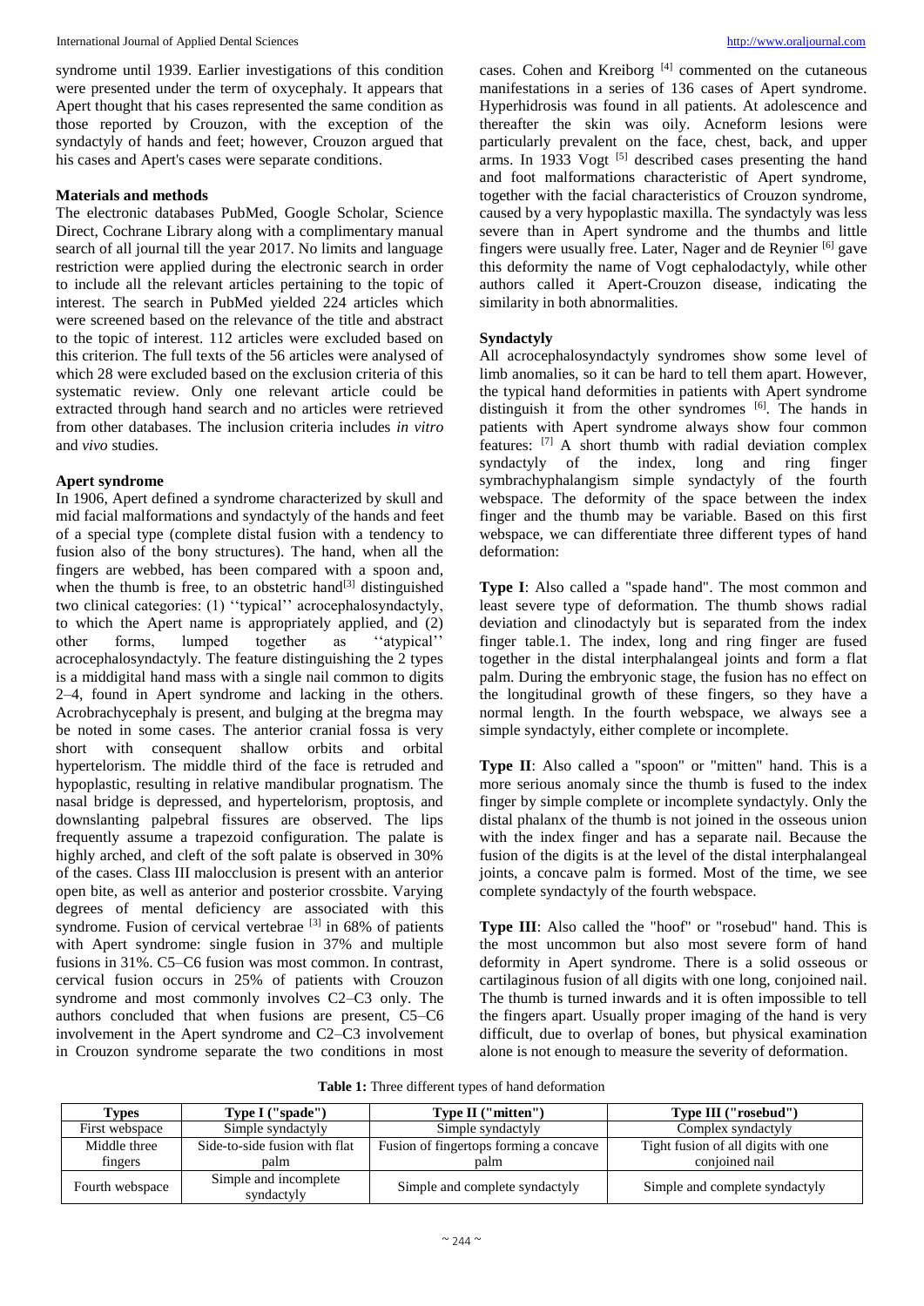syndrome until 1939. Earlier investigations of this condition were presented under the term of oxycephaly. It appears that Apert thought that his cases represented the same condition as those reported by Crouzon, with the exception of the syndactyly of hands and feet; however, Crouzon argued that his cases and Apert's cases were separate conditions.

**Materials and methods**

The electronic databases PubMed, Google Scholar, Science Direct, Cochrane Library along with a complimentary manual search of all journal till the year 2017. No limits and language restriction were applied during the electronic search in order to include all the relevant articles pertaining to the topic of interest. The search in PubMed yielded 224 articles which were screened based on the relevance of the title and abstract to the topic of interest. 112 articles were excluded based on this criterion. The full texts of the 56 articles were analysed of which 28 were excluded based on the exclusion criteria of this systematic review. Only one relevant article could be extracted through hand search and no articles were retrieved from other databases. The inclusion criteria includes *in vitro* and *vivo* studies.

**Apert syndrome**

In 1906, Apert defined a syndrome characterized by skull and mid facial malformations and syndactyly of the hands and feet of a special type (complete distal fusion with a tendency to fusion also of the bony structures). The hand, when all the fingers are webbed, has been compared with a spoon and, when the thumb is free, to an obstetric hand[3] distinguished two clinical categories: (1) ''typical'' acrocephalosyndactyly, to which the Apert name is appropriately applied, and (2) other forms, lumped together as ''atypical'' acrocephalosyndactyly. The feature distinguishing the 2 types is a middigital hand mass with a single nail common to digits 2–4, found in Apert syndrome and lacking in the others. Acrobrachycephaly is present, and bulging at the bregma may be noted in some cases. The anterior cranial fossa is very short with consequent shallow orbits and orbital hypertelorism. The middle third of the face is retruded and hypoplastic, resulting in relative mandibular prognatism. The nasal bridge is depressed, and hypertelorism, proptosis, and downslanting palpebral fissures are observed. The lips frequently assume a trapezoid configuration. The palate is highly arched, and cleft of the soft palate is observed in 30% of the cases. Class III malocclusion is present with an anterior open bite, as well as anterior and posterior crossbite. Varying degrees of mental deficiency are associated with this syndrome. Fusion of cervical vertebrae [3] in 68% of patients with Apert syndrome: single fusion in 37% and multiple fusions in 31%. C5–C6 fusion was most common. In contrast, cervical fusion occurs in 25% of patients with Crouzon syndrome and most commonly involves C2–C3 only. The authors concluded that when fusions are present, C5–C6 involvement in the Apert syndrome and C2–C3 involvement in Crouzon syndrome separate the two conditions in most cases. Cohen and Kreiborg [4] commented on the cutaneous manifestations in a series of 136 cases of Apert syndrome. Hyperhidrosis was found in all patients. At adolescence and thereafter the skin was oily. Acneform lesions were particularly prevalent on the face, chest, back, and upper arms. In 1933 Vogt [5] described cases presenting the hand and foot malformations characteristic of Apert syndrome, together with the facial characteristics of Crouzon syndrome, caused by a very hypoplastic maxilla. The syndactyly was less severe than in Apert syndrome and the thumbs and little fingers were usually free. Later, Nager and de Reynier [6] gave this deformity the name of Vogt cephalodactyly, while other authors called it Apert-Crouzon disease, indicating the similarity in both abnormalities.

**Syndactyly**

All acrocephalosyndactyly syndromes show some level of limb anomalies, so it can be hard to tell them apart. However, the typical hand deformities in patients with Apert syndrome distinguish it from the other syndromes [6]. The hands in patients with Apert syndrome always show four common features: [7] A short thumb with radial deviation complex syndactyly of the index, long and ring finger symbrachyphalangism simple syndactyly of the fourth webspace. The deformity of the space between the index finger and the thumb may be variable. Based on this first webspace, we can differentiate three different types of hand deformation:

**Type I**: Also called a "spade hand". The most common and least severe type of deformation. The thumb shows radial deviation and clinodactyly but is separated from the index finger table.1. The index, long and ring finger are fused together in the distal interphalangeal joints and form a flat palm. During the embryonic stage, the fusion has no effect on the longitudinal growth of these fingers, so they have a normal length. In the fourth webspace, we always see a simple syndactyly, either complete or incomplete.

**Type II**: Also called a "spoon" or "mitten" hand. This is a more serious anomaly since the thumb is fused to the index finger by simple complete or incomplete syndactyly. Only the distal phalanx of the thumb is not joined in the osseous union with the index finger and has a separate nail. Because the fusion of the digits is at the level of the distal interphalangeal joints, a concave palm is formed. Most of the time, we see complete syndactyly of the fourth webspace.

**Type III**: Also called the "hoof" or "rosebud" hand. This is the most uncommon but also most severe form of hand deformity in Apert syndrome. There is a solid osseous or cartilaginous fusion of all digits with one long, conjoined nail. The thumb is turned inwards and it is often impossible to tell the fingers apart. Usually proper imaging of the hand is very difficult, due to overlap of bones, but physical examination alone is not enough to measure the severity of deformation.

**Table 1:** Three different types of hand deformation

| Types | Type I ("spade") | Type II ("mitten") | Type III ("rosebud") |
|---|---|---|---|
| First webspace | Simple syndactyly | Simple syndactyly | Complex syndactyly |
| Middle three fingers | Side-to-side fusion with flat palm | Fusion of fingertops forming a concave palm | Tight fusion of all digits with one conjoined nail |
| Fourth webspace | Simple and incomplete syndactyly | Simple and complete syndactyly | Simple and complete syndactyly |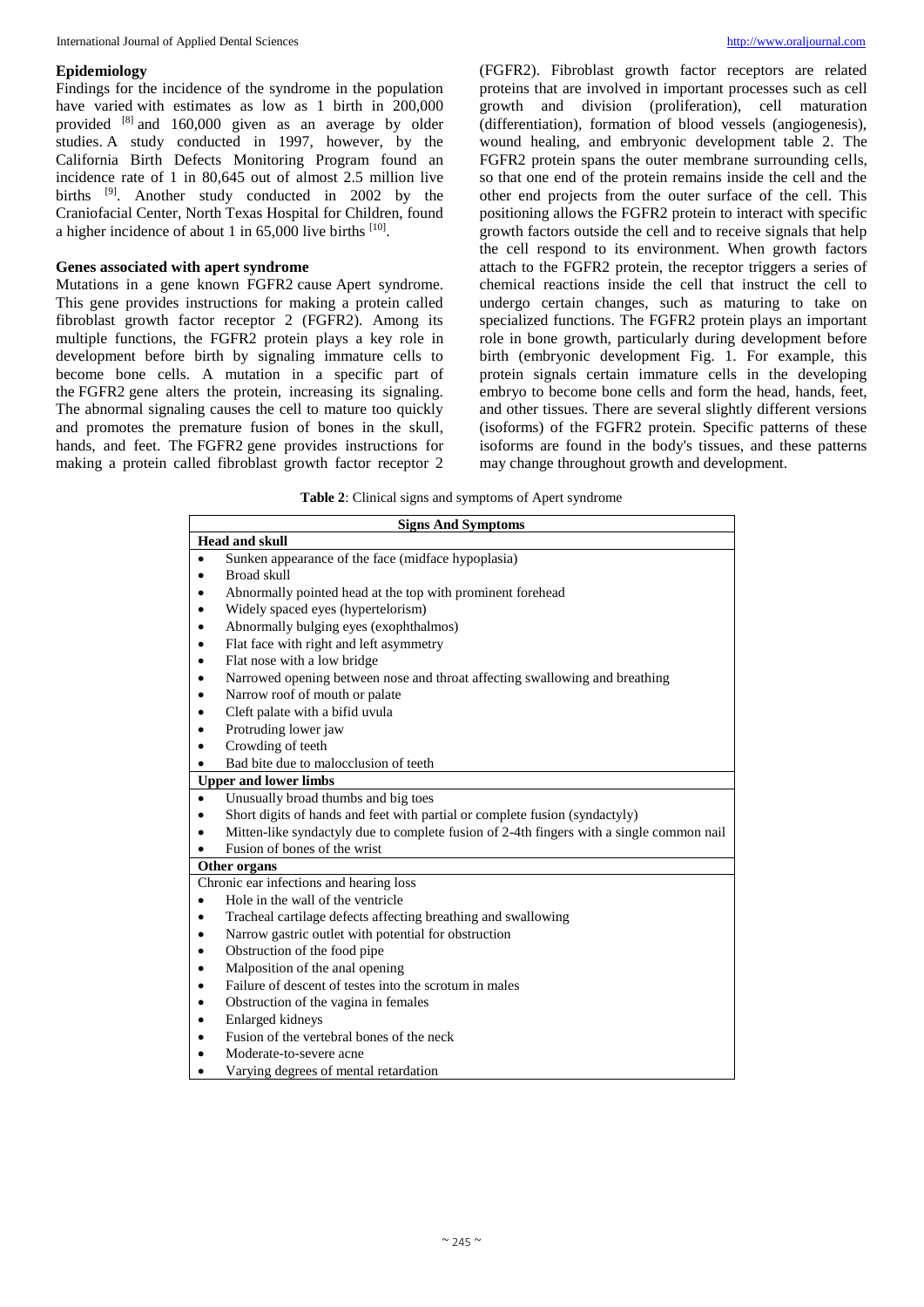## Epidemiology

Findings for the incidence of the syndrome in the population have varied with estimates as low as 1 birth in 200,000 provided [8] and 160,000 given as an average by older studies. A study conducted in 1997, however, by the California Birth Defects Monitoring Program found an incidence rate of 1 in 80,645 out of almost 2.5 million live births [9]. Another study conducted in 2002 by the Craniofacial Center, North Texas Hospital for Children, found a higher incidence of about 1 in 65,000 live births [10].

## Genes associated with apert syndrome

Mutations in a gene known FGFR2 cause Apert syndrome. This gene provides instructions for making a protein called fibroblast growth factor receptor 2 (FGFR2). Among its multiple functions, the FGFR2 protein plays a key role in development before birth by signaling immature cells to become bone cells. A mutation in a specific part of the FGFR2 gene alters the protein, increasing its signaling. The abnormal signaling causes the cell to mature too quickly and promotes the premature fusion of bones in the skull, hands, and feet. The FGFR2 gene provides instructions for making a protein called fibroblast growth factor receptor 2 (FGFR2). Fibroblast growth factor receptors are related proteins that are involved in important processes such as cell growth and division (proliferation), cell maturation (differentiation), formation of blood vessels (angiogenesis), wound healing, and embryonic development table 2. The FGFR2 protein spans the outer membrane surrounding cells, so that one end of the protein remains inside the cell and the other end projects from the outer surface of the cell. This positioning allows the FGFR2 protein to interact with specific growth factors outside the cell and to receive signals that help the cell respond to its environment. When growth factors attach to the FGFR2 protein, the receptor triggers a series of chemical reactions inside the cell that instruct the cell to undergo certain changes, such as maturing to take on specialized functions. The FGFR2 protein plays an important role in bone growth, particularly during development before birth (embryonic development Fig. 1. For example, this protein signals certain immature cells in the developing embryo to become bone cells and form the head, hands, feet, and other tissues. There are several slightly different versions (isoforms) of the FGFR2 protein. Specific patterns of these isoforms are found in the body's tissues, and these patterns may change throughout growth and development.

**Table 2**: Clinical signs and symptoms of Apert syndrome

| Signs And Symptoms |
|---|
| **Head and skull** |
| • Sunken appearance of the face (midface hypoplasia) |
| • Broad skull |
| • Abnormally pointed head at the top with prominent forehead |
| • Widely spaced eyes (hypertelorism) |
| • Abnormally bulging eyes (exophthalmos) |
| • Flat face with right and left asymmetry |
| • Flat nose with a low bridge |
| • Narrowed opening between nose and throat affecting swallowing and breathing |
| • Narrow roof of mouth or palate |
| • Cleft palate with a bifid uvula |
| • Protruding lower jaw |
| • Crowding of teeth |
| • Bad bite due to malocclusion of teeth |
| **Upper and lower limbs** |
| • Unusually broad thumbs and big toes |
| • Short digits of hands and feet with partial or complete fusion (syndactyly) |
| • Mitten-like syndactyly due to complete fusion of 2-4th fingers with a single common nail |
| • Fusion of bones of the wrist |
| **Other organs** |
| Chronic ear infections and hearing loss |
| • Hole in the wall of the ventricle |
| • Tracheal cartilage defects affecting breathing and swallowing |
| • Narrow gastric outlet with potential for obstruction |
| • Obstruction of the food pipe |
| • Malposition of the anal opening |
| • Failure of descent of testes into the scrotum in males |
| • Obstruction of the vagina in females |
| • Enlarged kidneys |
| • Fusion of the vertebral bones of the neck |
| • Moderate-to-severe acne |
| • Varying degrees of mental retardation |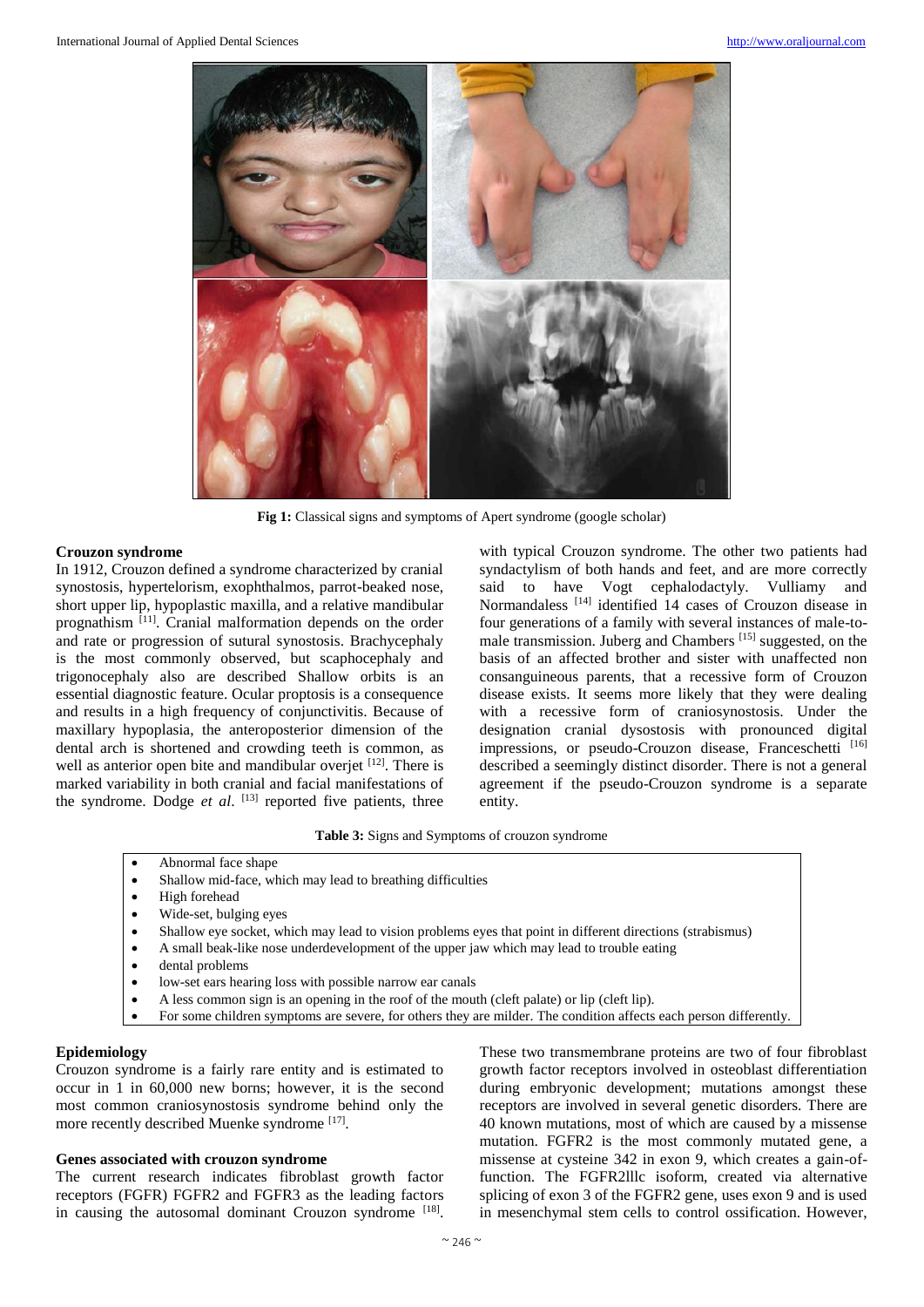Fig 1: Classical signs and symptoms of Apert syndrome (google scholar)

## Crouzon syndrome

In 1912, Crouzon defined a syndrome characterized by cranial synostosis, hypertelorism, exophthalmos, parrot-beaked nose, short upper lip, hypoplastic maxilla, and a relative mandibular prognathism [11]. Cranial malformation depends on the order and rate or progression of sutural synostosis. Brachycephaly is the most commonly observed, but scaphocephaly and trigonocephaly also are described Shallow orbits is an essential diagnostic feature. Ocular proptosis is a consequence and results in a high frequency of conjunctivitis. Because of maxillary hypoplasia, the anteroposterior dimension of the dental arch is shortened and crowding teeth is common, as well as anterior open bite and mandibular overjet [12]. There is marked variability in both cranial and facial manifestations of the syndrome. Dodge *et al*. [13] reported five patients, three with typical Crouzon syndrome. The other two patients had syndactylism of both hands and feet, and are more correctly said to have Vogt cephalodactyly. Vulliamy and Normandaless [14] identified 14 cases of Crouzon disease in four generations of a family with several instances of male-to-male transmission. Juberg and Chambers [15] suggested, on the basis of an affected brother and sister with unaffected non consanguineous parents, that a recessive form of Crouzon disease exists. It seems more likely that they were dealing with a recessive form of craniosynostosis. Under the designation cranial dysostosis with pronounced digital impressions, or pseudo-Crouzon disease, Franceschetti [16] described a seemingly distinct disorder. There is not a general agreement if the pseudo-Crouzon syndrome is a separate entity.

**Table 3:** Signs and Symptoms of crouzon syndrome

- Abnormal face shape
- Shallow mid-face, which may lead to breathing difficulties
- High forehead
- Wide-set, bulging eyes
- Shallow eye socket, which may lead to vision problems eyes that point in different directions (strabismus)
- A small beak-like nose underdevelopment of the upper jaw which may lead to trouble eating
- dental problems
- low-set ears hearing loss with possible narrow ear canals
- A less common sign is an opening in the roof of the mouth (cleft palate) or lip (cleft lip).
- For some children symptoms are severe, for others they are milder. The condition affects each person differently.

### Epidemiology

Crouzon syndrome is a fairly rare entity and is estimated to occur in 1 in 60,000 new borns; however, it is the second most common craniosynostosis syndrome behind only the more recently described Muenke syndrome [17].

### Genes associated with crouzon syndrome

The current research indicates fibroblast growth factor receptors (FGFR) FGFR2 and FGFR3 as the leading factors in causing the autosomal dominant Crouzon syndrome [18]. These two transmembrane proteins are two of four fibroblast growth factor receptors involved in osteoblast differentiation during embryonic development; mutations amongst these receptors are involved in several genetic disorders. There are 40 known mutations, most of which are caused by a missense mutation. FGFR2 is the most commonly mutated gene, a missense at cysteine 342 in exon 9, which creates a gain-of-function. The FGFR2lllc isoform, created via alternative splicing of exon 3 of the FGFR2 gene, uses exon 9 and is used in mesenchymal stem cells to control ossification. However,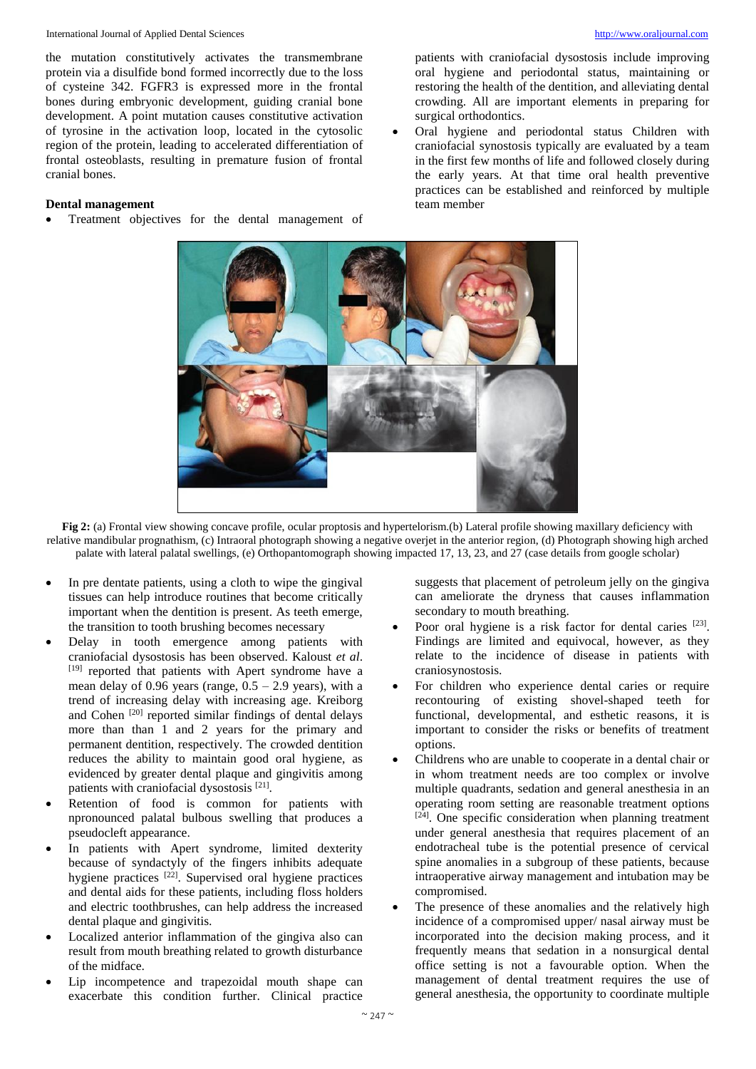the mutation constitutively activates the transmembrane protein via a disulfide bond formed incorrectly due to the loss of cysteine 342. FGFR3 is expressed more in the frontal bones during embryonic development, guiding cranial bone development. A point mutation causes constitutive activation of tyrosine in the activation loop, located in the cytosolic region of the protein, leading to accelerated differentiation of frontal osteoblasts, resulting in premature fusion of frontal cranial bones.

### Dental management

- Treatment objectives for the dental management of patients with craniofacial dysostosis include improving oral hygiene and periodontal status, maintaining or restoring the health of the dentition, and alleviating dental crowding. All are important elements in preparing for surgical orthodontics.
- Oral hygiene and periodontal status Children with craniofacial synostosis typically are evaluated by a team in the first few months of life and followed closely during the early years. At that time oral health preventive practices can be established and reinforced by multiple team member

**Fig 2:** (a) Frontal view showing concave profile, ocular proptosis and hypertelorism.(b) Lateral profile showing maxillary deficiency with relative mandibular prognathism, (c) Intraoral photograph showing a negative overjet in the anterior region, (d) Photograph showing high arched palate with lateral palatal swellings, (e) Orthopantomograph showing impacted 17, 13, 23, and 27 (case details from google scholar)

- In pre dentate patients, using a cloth to wipe the gingival tissues can help introduce routines that become critically important when the dentition is present. As teeth emerge, the transition to tooth brushing becomes necessary
- Delay in tooth emergence among patients with craniofacial dysostosis has been observed. Kaloust *et al*. [19] reported that patients with Apert syndrome have a mean delay of 0.96 years (range, 0.5 – 2.9 years), with a trend of increasing delay with increasing age. Kreiborg and Cohen [20] reported similar findings of dental delays more than than 1 and 2 years for the primary and permanent dentition, respectively. The crowded dentition reduces the ability to maintain good oral hygiene, as evidenced by greater dental plaque and gingivitis among patients with craniofacial dysostosis [21].
- Retention of food is common for patients with npronounced palatal bulbous swelling that produces a pseudocleft appearance.
- In patients with Apert syndrome, limited dexterity because of syndactyly of the fingers inhibits adequate hygiene practices [22]. Supervised oral hygiene practices and dental aids for these patients, including floss holders and electric toothbrushes, can help address the increased dental plaque and gingivitis.
- Localized anterior inflammation of the gingiva also can result from mouth breathing related to growth disturbance of the midface.
- Lip incompetence and trapezoidal mouth shape can exacerbate this condition further. Clinical practice suggests that placement of petroleum jelly on the gingiva can ameliorate the dryness that causes inflammation secondary to mouth breathing.
- Poor oral hygiene is a risk factor for dental caries [23]. Findings are limited and equivocal, however, as they relate to the incidence of disease in patients with craniosynostosis.
- For children who experience dental caries or require recontouring of existing shovel-shaped teeth for functional, developmental, and esthetic reasons, it is important to consider the risks or benefits of treatment options.
- Childrens who are unable to cooperate in a dental chair or in whom treatment needs are too complex or involve multiple quadrants, sedation and general anesthesia in an operating room setting are reasonable treatment options [24]. One specific consideration when planning treatment under general anesthesia that requires placement of an endotracheal tube is the potential presence of cervical spine anomalies in a subgroup of these patients, because intraoperative airway management and intubation may be compromised.
- The presence of these anomalies and the relatively high incidence of a compromised upper/ nasal airway must be incorporated into the decision making process, and it frequently means that sedation in a nonsurgical dental office setting is not a favourable option. When the management of dental treatment requires the use of general anesthesia, the opportunity to coordinate multiple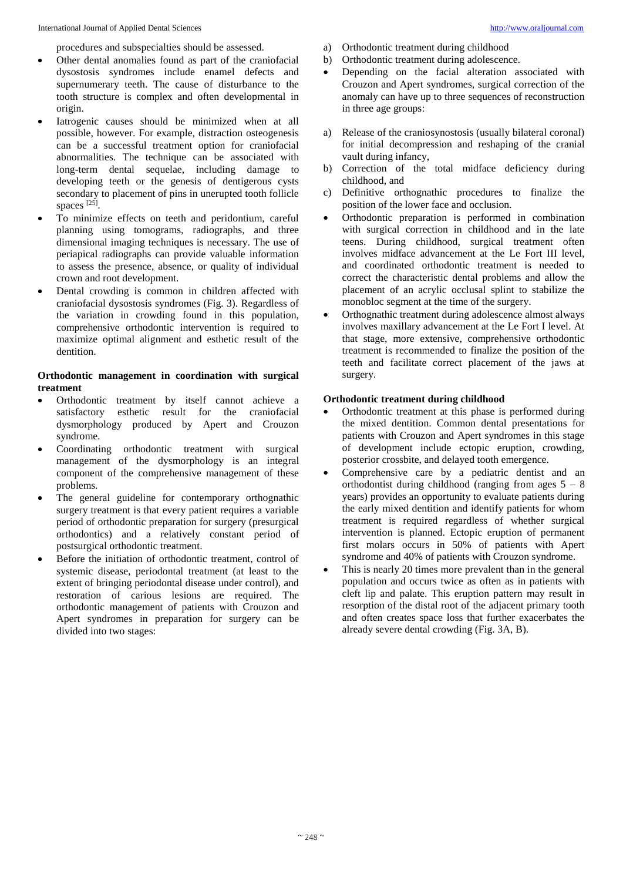procedures and subspecialties should be assessed.

- Other dental anomalies found as part of the craniofacial dysostosis syndromes include enamel defects and supernumerary teeth. The cause of disturbance to the tooth structure is complex and often developmental in origin.
- Iatrogenic causes should be minimized when at all possible, however. For example, distraction osteogenesis can be a successful treatment option for craniofacial abnormalities. The technique can be associated with long-term dental sequelae, including damage to developing teeth or the genesis of dentigerous cysts secondary to placement of pins in unerupted tooth follicle spaces [25].
- To minimize effects on teeth and peridontium, careful planning using tomograms, radiographs, and three dimensional imaging techniques is necessary. The use of periapical radiographs can provide valuable information to assess the presence, absence, or quality of individual crown and root development.
- Dental crowding is common in children affected with craniofacial dysostosis syndromes (Fig. 3). Regardless of the variation in crowding found in this population, comprehensive orthodontic intervention is required to maximize optimal alignment and esthetic result of the dentition.

**Orthodontic management in coordination with surgical treatment**

- Orthodontic treatment by itself cannot achieve a satisfactory esthetic result for the craniofacial dysmorphology produced by Apert and Crouzon syndrome.
- Coordinating orthodontic treatment with surgical management of the dysmorphology is an integral component of the comprehensive management of these problems.
- The general guideline for contemporary orthognathic surgery treatment is that every patient requires a variable period of orthodontic preparation for surgery (presurgical orthodontics) and a relatively constant period of postsurgical orthodontic treatment.
- Before the initiation of orthodontic treatment, control of systemic disease, periodontal treatment (at least to the extent of bringing periodontal disease under control), and restoration of carious lesions are required. The orthodontic management of patients with Crouzon and Apert syndromes in preparation for surgery can be divided into two stages:

a) Orthodontic treatment during childhood
b) Orthodontic treatment during adolescence.

- Depending on the facial alteration associated with Crouzon and Apert syndromes, surgical correction of the anomaly can have up to three sequences of reconstruction in three age groups:

a) Release of the craniosynostosis (usually bilateral coronal) for initial decompression and reshaping of the cranial vault during infancy,
b) Correction of the total midface deficiency during childhood, and
c) Definitive orthognathic procedures to finalize the position of the lower face and occlusion.

- Orthodontic preparation is performed in combination with surgical correction in childhood and in the late teens. During childhood, surgical treatment often involves midface advancement at the Le Fort III level, and coordinated orthodontic treatment is needed to correct the characteristic dental problems and allow the placement of an acrylic occlusal splint to stabilize the monobloc segment at the time of the surgery.
- Orthognathic treatment during adolescence almost always involves maxillary advancement at the Le Fort I level. At that stage, more extensive, comprehensive orthodontic treatment is recommended to finalize the position of the teeth and facilitate correct placement of the jaws at surgery.

**Orthodontic treatment during childhood**

- Orthodontic treatment at this phase is performed during the mixed dentition. Common dental presentations for patients with Crouzon and Apert syndromes in this stage of development include ectopic eruption, crowding, posterior crossbite, and delayed tooth emergence.
- Comprehensive care by a pediatric dentist and an orthodontist during childhood (ranging from ages 5 – 8 years) provides an opportunity to evaluate patients during the early mixed dentition and identify patients for whom treatment is required regardless of whether surgical intervention is planned. Ectopic eruption of permanent first molars occurs in 50% of patients with Apert syndrome and 40% of patients with Crouzon syndrome.
- This is nearly 20 times more prevalent than in the general population and occurs twice as often as in patients with cleft lip and palate. This eruption pattern may result in resorption of the distal root of the adjacent primary tooth and often creates space loss that further exacerbates the already severe dental crowding (Fig. 3A, B).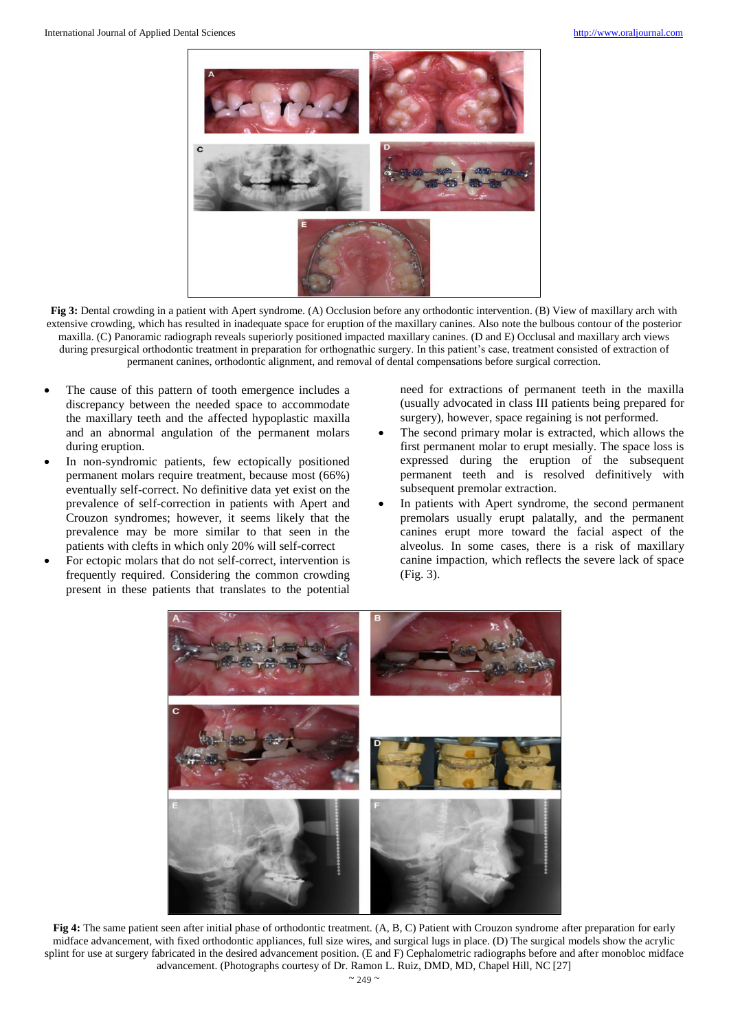**Fig 3:** Dental crowding in a patient with Apert syndrome. (A) Occlusion before any orthodontic intervention. (B) View of maxillary arch with extensive crowding, which has resulted in inadequate space for eruption of the maxillary canines. Also note the bulbous contour of the posterior maxilla. (C) Panoramic radiograph reveals superiorly positioned impacted maxillary canines. (D and E) Occlusal and maxillary arch views during presurgical orthodontic treatment in preparation for orthognathic surgery. In this patient's case, treatment consisted of extraction of permanent canines, orthodontic alignment, and removal of dental compensations before surgical correction.

- The cause of this pattern of tooth emergence includes a discrepancy between the needed space to accommodate the maxillary teeth and the affected hypoplastic maxilla and an abnormal angulation of the permanent molars during eruption.
- In non-syndromic patients, few ectopically positioned permanent molars require treatment, because most (66%) eventually self-correct. No definitive data yet exist on the prevalence of self-correction in patients with Apert and Crouzon syndromes; however, it seems likely that the prevalence may be more similar to that seen in the patients with clefts in which only 20% will self-correct
- For ectopic molars that do not self-correct, intervention is frequently required. Considering the common crowding present in these patients that translates to the potential need for extractions of permanent teeth in the maxilla (usually advocated in class III patients being prepared for surgery), however, space regaining is not performed.
- The second primary molar is extracted, which allows the first permanent molar to erupt mesially. The space loss is expressed during the eruption of the subsequent permanent teeth and is resolved definitively with subsequent premolar extraction.
- In patients with Apert syndrome, the second permanent premolars usually erupt palatally, and the permanent canines erupt more toward the facial aspect of the alveolus. In some cases, there is a risk of maxillary canine impaction, which reflects the severe lack of space (Fig. 3).

**Fig 4:** The same patient seen after initial phase of orthodontic treatment. (A, B, C) Patient with Crouzon syndrome after preparation for early midface advancement, with fixed orthodontic appliances, full size wires, and surgical lugs in place. (D) The surgical models show the acrylic splint for use at surgery fabricated in the desired advancement position. (E and F) Cephalometric radiographs before and after monobloc midface advancement. (Photographs courtesy of Dr. Ramon L. Ruiz, DMD, MD, Chapel Hill, NC [27]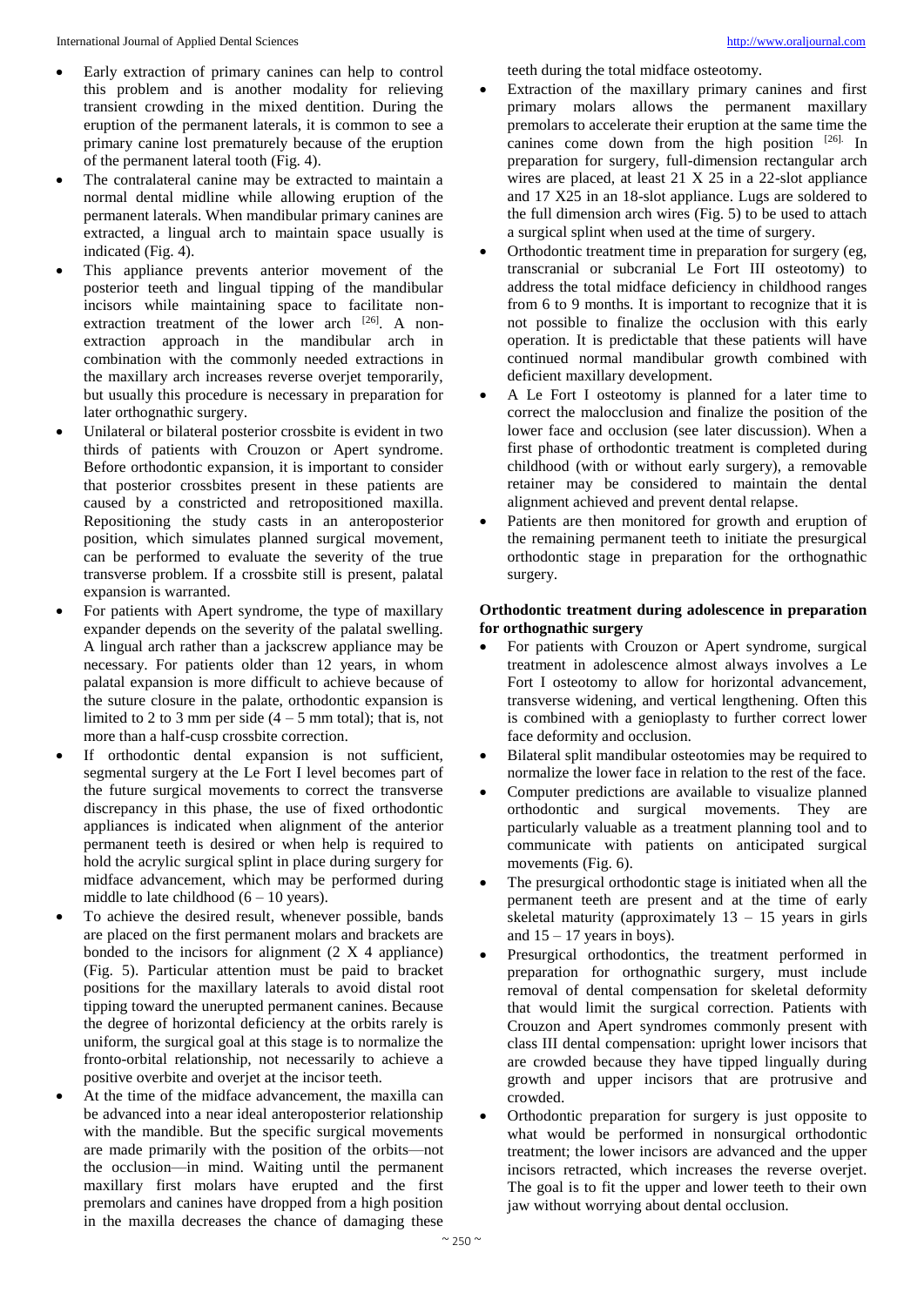- Early extraction of primary canines can help to control this problem and is another modality for relieving transient crowding in the mixed dentition. During the eruption of the permanent laterals, it is common to see a primary canine lost prematurely because of the eruption of the permanent lateral tooth (Fig. 4).
- The contralateral canine may be extracted to maintain a normal dental midline while allowing eruption of the permanent laterals. When mandibular primary canines are extracted, a lingual arch to maintain space usually is indicated (Fig. 4).
- This appliance prevents anterior movement of the posterior teeth and lingual tipping of the mandibular incisors while maintaining space to facilitate non-extraction treatment of the lower arch [26]. A non-extraction approach in the mandibular arch in combination with the commonly needed extractions in the maxillary arch increases reverse overjet temporarily, but usually this procedure is necessary in preparation for later orthognathic surgery.
- Unilateral or bilateral posterior crossbite is evident in two thirds of patients with Crouzon or Apert syndrome. Before orthodontic expansion, it is important to consider that posterior crossbites present in these patients are caused by a constricted and retropositioned maxilla. Repositioning the study casts in an anteroposterior position, which simulates planned surgical movement, can be performed to evaluate the severity of the true transverse problem. If a crossbite still is present, palatal expansion is warranted.
- For patients with Apert syndrome, the type of maxillary expander depends on the severity of the palatal swelling. A lingual arch rather than a jackscrew appliance may be necessary. For patients older than 12 years, in whom palatal expansion is more difficult to achieve because of the suture closure in the palate, orthodontic expansion is limited to 2 to 3 mm per side (4 – 5 mm total); that is, not more than a half-cusp crossbite correction.
- If orthodontic dental expansion is not sufficient, segmental surgery at the Le Fort I level becomes part of the future surgical movements to correct the transverse discrepancy in this phase, the use of fixed orthodontic appliances is indicated when alignment of the anterior permanent teeth is desired or when help is required to hold the acrylic surgical splint in place during surgery for midface advancement, which may be performed during middle to late childhood (6 – 10 years).
- To achieve the desired result, whenever possible, bands are placed on the first permanent molars and brackets are bonded to the incisors for alignment (2 X 4 appliance) (Fig. 5). Particular attention must be paid to bracket positions for the maxillary laterals to avoid distal root tipping toward the unerupted permanent canines. Because the degree of horizontal deficiency at the orbits rarely is uniform, the surgical goal at this stage is to normalize the fronto-orbital relationship, not necessarily to achieve a positive overbite and overjet at the incisor teeth.
- At the time of the midface advancement, the maxilla can be advanced into a near ideal anteroposterior relationship with the mandible. But the specific surgical movements are made primarily with the position of the orbits—not the occlusion—in mind. Waiting until the permanent maxillary first molars have erupted and the first premolars and canines have dropped from a high position in the maxilla decreases the chance of damaging these teeth during the total midface osteotomy.
- Extraction of the maxillary primary canines and first primary molars allows the permanent maxillary premolars to accelerate their eruption at the same time the canines come down from the high position [26]. In preparation for surgery, full-dimension rectangular arch wires are placed, at least 21 X 25 in a 22-slot appliance and 17 X25 in an 18-slot appliance. Lugs are soldered to the full dimension arch wires (Fig. 5) to be used to attach a surgical splint when used at the time of surgery.
- Orthodontic treatment time in preparation for surgery (eg, transcranial or subcranial Le Fort III osteotomy) to address the total midface deficiency in childhood ranges from 6 to 9 months. It is important to recognize that it is not possible to finalize the occlusion with this early operation. It is predictable that these patients will have continued normal mandibular growth combined with deficient maxillary development.
- A Le Fort I osteotomy is planned for a later time to correct the malocclusion and finalize the position of the lower face and occlusion (see later discussion). When a first phase of orthodontic treatment is completed during childhood (with or without early surgery), a removable retainer may be considered to maintain the dental alignment achieved and prevent dental relapse.
- Patients are then monitored for growth and eruption of the remaining permanent teeth to initiate the presurgical orthodontic stage in preparation for the orthognathic surgery.

**Orthodontic treatment during adolescence in preparation for orthognathic surgery**

- For patients with Crouzon or Apert syndrome, surgical treatment in adolescence almost always involves a Le Fort I osteotomy to allow for horizontal advancement, transverse widening, and vertical lengthening. Often this is combined with a genioplasty to further correct lower face deformity and occlusion.
- Bilateral split mandibular osteotomies may be required to normalize the lower face in relation to the rest of the face.
- Computer predictions are available to visualize planned orthodontic and surgical movements. They are particularly valuable as a treatment planning tool and to communicate with patients on anticipated surgical movements (Fig. 6).
- The presurgical orthodontic stage is initiated when all the permanent teeth are present and at the time of early skeletal maturity (approximately 13 – 15 years in girls and 15 – 17 years in boys).
- Presurgical orthodontics, the treatment performed in preparation for orthognathic surgery, must include removal of dental compensation for skeletal deformity that would limit the surgical correction. Patients with Crouzon and Apert syndromes commonly present with class III dental compensation: upright lower incisors that are crowded because they have tipped lingually during growth and upper incisors that are protrusive and crowded.
- Orthodontic preparation for surgery is just opposite to what would be performed in nonsurgical orthodontic treatment; the lower incisors are advanced and the upper incisors retracted, which increases the reverse overjet. The goal is to fit the upper and lower teeth to their own jaw without worrying about dental occlusion.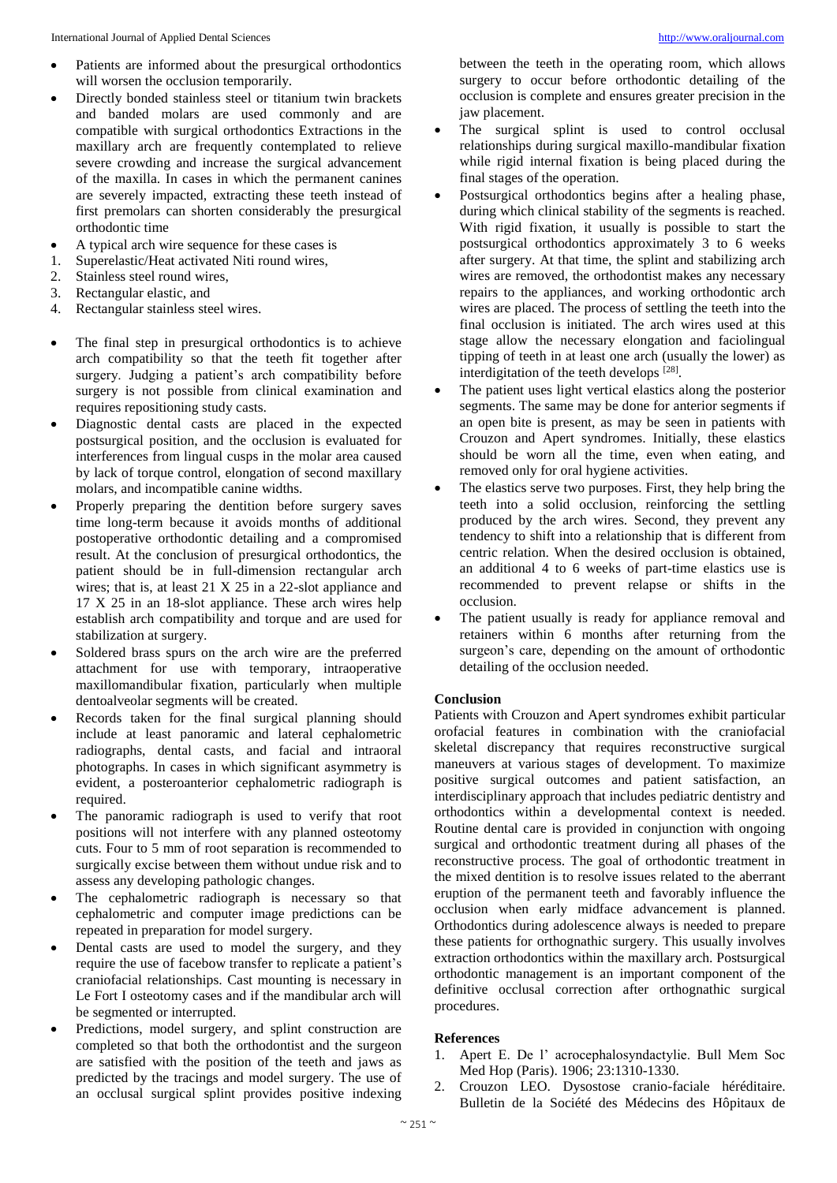- Patients are informed about the presurgical orthodontics will worsen the occlusion temporarily.
- Directly bonded stainless steel or titanium twin brackets and banded molars are used commonly and are compatible with surgical orthodontics Extractions in the maxillary arch are frequently contemplated to relieve severe crowding and increase the surgical advancement of the maxilla. In cases in which the permanent canines are severely impacted, extracting these teeth instead of first premolars can shorten considerably the presurgical orthodontic time
- A typical arch wire sequence for these cases is

1. Superelastic/Heat activated Niti round wires,
2. Stainless steel round wires,
3. Rectangular elastic, and
4. Rectangular stainless steel wires.

- The final step in presurgical orthodontics is to achieve arch compatibility so that the teeth fit together after surgery. Judging a patient's arch compatibility before surgery is not possible from clinical examination and requires repositioning study casts.
- Diagnostic dental casts are placed in the expected postsurgical position, and the occlusion is evaluated for interferences from lingual cusps in the molar area caused by lack of torque control, elongation of second maxillary molars, and incompatible canine widths.
- Properly preparing the dentition before surgery saves time long-term because it avoids months of additional postoperative orthodontic detailing and a compromised result. At the conclusion of presurgical orthodontics, the patient should be in full-dimension rectangular arch wires; that is, at least 21 X 25 in a 22-slot appliance and 17 X 25 in an 18-slot appliance. These arch wires help establish arch compatibility and torque and are used for stabilization at surgery.
- Soldered brass spurs on the arch wire are the preferred attachment for use with temporary, intraoperative maxillomandibular fixation, particularly when multiple dentoalveolar segments will be created.
- Records taken for the final surgical planning should include at least panoramic and lateral cephalometric radiographs, dental casts, and facial and intraoral photographs. In cases in which significant asymmetry is evident, a posteroanterior cephalometric radiograph is required.
- The panoramic radiograph is used to verify that root positions will not interfere with any planned osteotomy cuts. Four to 5 mm of root separation is recommended to surgically excise between them without undue risk and to assess any developing pathologic changes.
- The cephalometric radiograph is necessary so that cephalometric and computer image predictions can be repeated in preparation for model surgery.
- Dental casts are used to model the surgery, and they require the use of facebow transfer to replicate a patient's craniofacial relationships. Cast mounting is necessary in Le Fort I osteotomy cases and if the mandibular arch will be segmented or interrupted.
- Predictions, model surgery, and splint construction are completed so that both the orthodontist and the surgeon are satisfied with the position of the teeth and jaws as predicted by the tracings and model surgery. The use of an occlusal surgical splint provides positive indexing between the teeth in the operating room, which allows surgery to occur before orthodontic detailing of the occlusion is complete and ensures greater precision in the jaw placement.
- The surgical splint is used to control occlusal relationships during surgical maxillo-mandibular fixation while rigid internal fixation is being placed during the final stages of the operation.
- Postsurgical orthodontics begins after a healing phase, during which clinical stability of the segments is reached. With rigid fixation, it usually is possible to start the postsurgical orthodontics approximately 3 to 6 weeks after surgery. At that time, the splint and stabilizing arch wires are removed, the orthodontist makes any necessary repairs to the appliances, and working orthodontic arch wires are placed. The process of settling the teeth into the final occlusion is initiated. The arch wires used at this stage allow the necessary elongation and faciolingual tipping of teeth in at least one arch (usually the lower) as interdigitation of the teeth develops [28].
- The patient uses light vertical elastics along the posterior segments. The same may be done for anterior segments if an open bite is present, as may be seen in patients with Crouzon and Apert syndromes. Initially, these elastics should be worn all the time, even when eating, and removed only for oral hygiene activities.
- The elastics serve two purposes. First, they help bring the teeth into a solid occlusion, reinforcing the settling produced by the arch wires. Second, they prevent any tendency to shift into a relationship that is different from centric relation. When the desired occlusion is obtained, an additional 4 to 6 weeks of part-time elastics use is recommended to prevent relapse or shifts in the occlusion.
- The patient usually is ready for appliance removal and retainers within 6 months after returning from the surgeon's care, depending on the amount of orthodontic detailing of the occlusion needed.

## Conclusion

Patients with Crouzon and Apert syndromes exhibit particular orofacial features in combination with the craniofacial skeletal discrepancy that requires reconstructive surgical maneuvers at various stages of development. To maximize positive surgical outcomes and patient satisfaction, an interdisciplinary approach that includes pediatric dentistry and orthodontics within a developmental context is needed. Routine dental care is provided in conjunction with ongoing surgical and orthodontic treatment during all phases of the reconstructive process. The goal of orthodontic treatment in the mixed dentition is to resolve issues related to the aberrant eruption of the permanent teeth and favorably influence the occlusion when early midface advancement is planned. Orthodontics during adolescence always is needed to prepare these patients for orthognathic surgery. This usually involves extraction orthodontics within the maxillary arch. Postsurgical orthodontic management is an important component of the definitive occlusal correction after orthognathic surgical procedures.

## References

1. Apert E. De l' acrocephalosyndactylie. Bull Mem Soc Med Hop (Paris). 1906; 23:1310-1330.
2. Crouzon LEO. Dysostose cranio-faciale héréditaire. Bulletin de la Société des Médecins des Hôpitaux de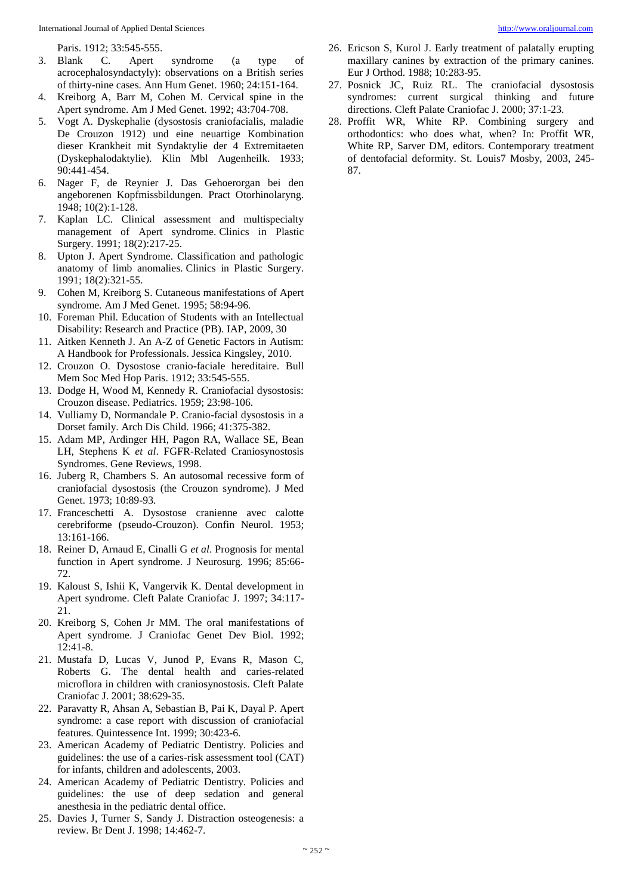Paris. 1912; 33:545-555.

3. Blank C. Apert syndrome (a type of acrocephalosyndactyly): observations on a British series of thirty-nine cases. Ann Hum Genet. 1960; 24:151-164.
4. Kreiborg A, Barr M, Cohen M. Cervical spine in the Apert syndrome. Am J Med Genet. 1992; 43:704-708.
5. Vogt A. Dyskephalie (dysostosis craniofacialis, maladie De Crouzon 1912) und eine neuartige Kombination dieser Krankheit mit Syndaktylie der 4 Extremitaeten (Dyskephalodaktylie). Klin Mbl Augenheilk. 1933; 90:441-454.
6. Nager F, de Reynier J. Das Gehoerorgan bei den angeborenen Kopfmissbildungen. Pract Otorhinolaryng. 1948; 10(2):1-128.
7. Kaplan LC. Clinical assessment and multispecialty management of Apert syndrome. Clinics in Plastic Surgery. 1991; 18(2):217-25.
8. Upton J. Apert Syndrome. Classification and pathologic anatomy of limb anomalies. Clinics in Plastic Surgery. 1991; 18(2):321-55.
9. Cohen M, Kreiborg S. Cutaneous manifestations of Apert syndrome. Am J Med Genet. 1995; 58:94-96.
10. Foreman Phil. Education of Students with an Intellectual Disability: Research and Practice (PB). IAP, 2009, 30
11. Aitken Kenneth J. An A-Z of Genetic Factors in Autism: A Handbook for Professionals. Jessica Kingsley, 2010.
12. Crouzon O. Dysostose cranio-faciale hereditaire. Bull Mem Soc Med Hop Paris. 1912; 33:545-555.
13. Dodge H, Wood M, Kennedy R. Craniofacial dysostosis: Crouzon disease. Pediatrics. 1959; 23:98-106.
14. Vulliamy D, Normandale P. Cranio-facial dysostosis in a Dorset family. Arch Dis Child. 1966; 41:375-382.
15. Adam MP, Ardinger HH, Pagon RA, Wallace SE, Bean LH, Stephens K *et al*. FGFR-Related Craniosynostosis Syndromes. Gene Reviews, 1998.
16. Juberg R, Chambers S. An autosomal recessive form of craniofacial dysostosis (the Crouzon syndrome). J Med Genet. 1973; 10:89-93.
17. Franceschetti A. Dysostose cranienne avec calotte cerebriforme (pseudo-Crouzon). Confin Neurol. 1953; 13:161-166.
18. Reiner D, Arnaud E, Cinalli G *et al*. Prognosis for mental function in Apert syndrome. J Neurosurg. 1996; 85:66-72.
19. Kaloust S, Ishii K, Vangervik K. Dental development in Apert syndrome. Cleft Palate Craniofac J. 1997; 34:117-21.
20. Kreiborg S, Cohen Jr MM. The oral manifestations of Apert syndrome. J Craniofac Genet Dev Biol. 1992; 12:41-8.
21. Mustafa D, Lucas V, Junod P, Evans R, Mason C, Roberts G. The dental health and caries-related microflora in children with craniosynostosis. Cleft Palate Craniofac J. 2001; 38:629-35.
22. Paravatty R, Ahsan A, Sebastian B, Pai K, Dayal P. Apert syndrome: a case report with discussion of craniofacial features. Quintessence Int. 1999; 30:423-6.
23. American Academy of Pediatric Dentistry. Policies and guidelines: the use of a caries-risk assessment tool (CAT) for infants, children and adolescents, 2003.
24. American Academy of Pediatric Dentistry. Policies and guidelines: the use of deep sedation and general anesthesia in the pediatric dental office.
25. Davies J, Turner S, Sandy J. Distraction osteogenesis: a review. Br Dent J. 1998; 14:462-7.
26. Ericson S, Kurol J. Early treatment of palatally erupting maxillary canines by extraction of the primary canines. Eur J Orthod. 1988; 10:283-95.
27. Posnick JC, Ruiz RL. The craniofacial dysostosis syndromes: current surgical thinking and future directions. Cleft Palate Craniofac J. 2000; 37:1-23.
28. Proffit WR, White RP. Combining surgery and orthodontics: who does what, when? In: Proffit WR, White RP, Sarver DM, editors. Contemporary treatment of dentofacial deformity. St. Louis7 Mosby, 2003, 245-87.